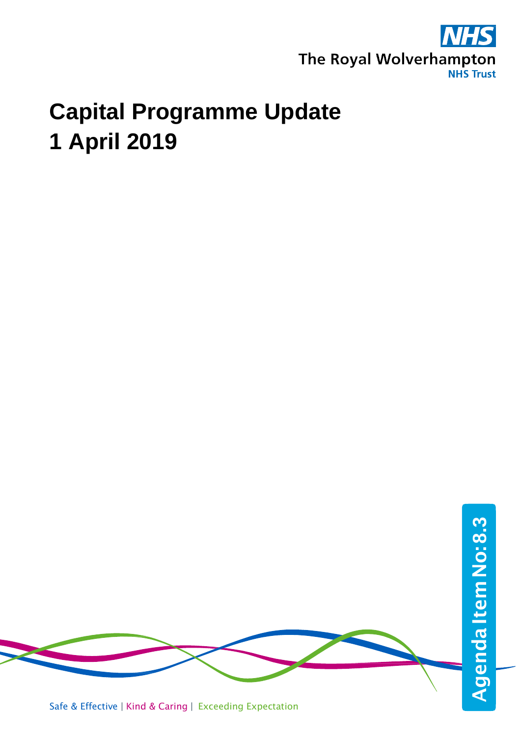The Royal Wolverhampton NHS Trust

# Capital Programme Update
# 1 April 2019

Agenda Item No: 8.3

Safe & Effective | Kind & Caring | Exceeding Expectation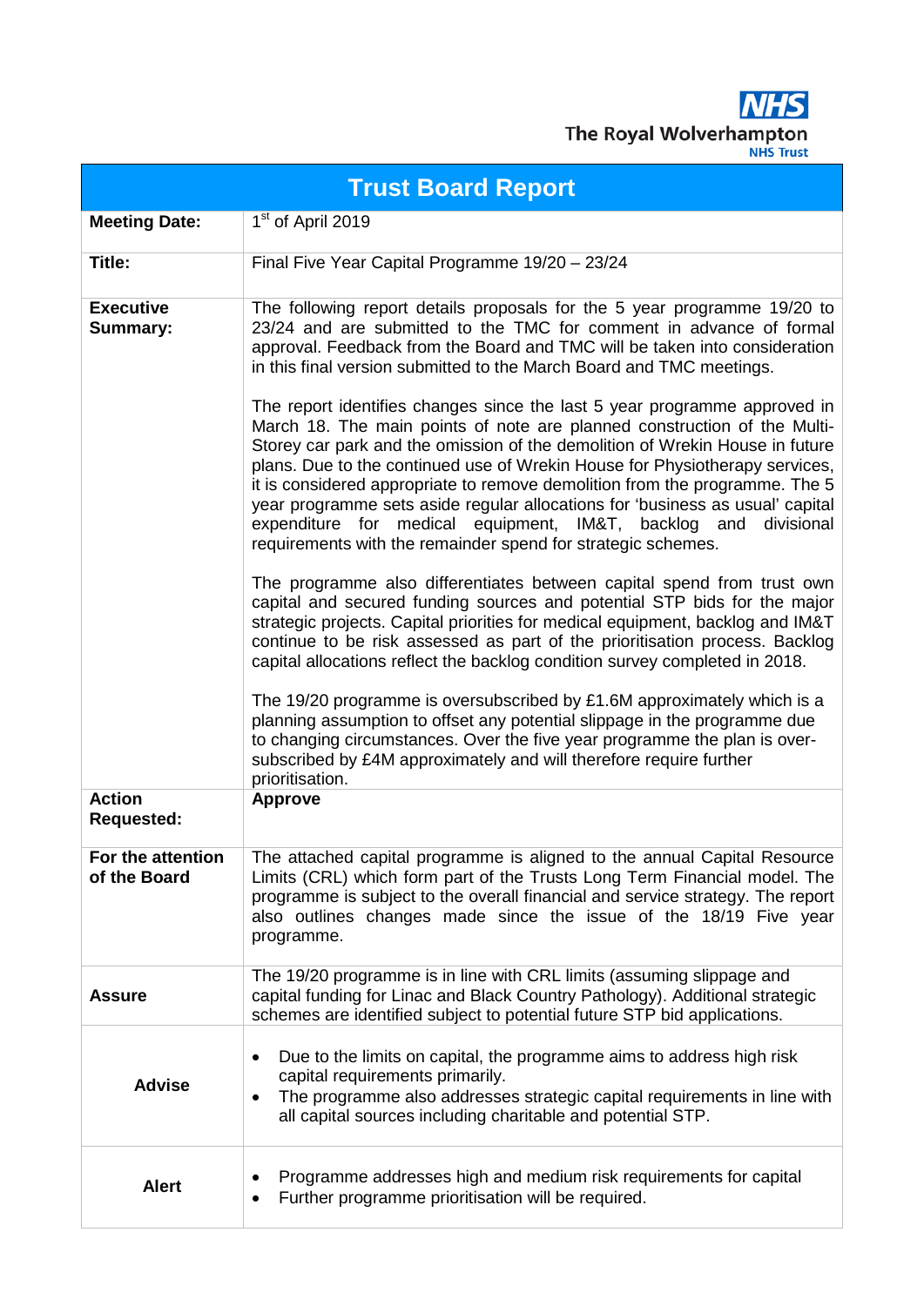NHS
The Royal Wolverhampton
NHS Trust

| Trust Board Report | |
|---|---|
| **Meeting Date:** | 1st of April 2019 |
| **Title:** | Final Five Year Capital Programme 19/20 – 23/24 |
| **Executive Summary:** | The following report details proposals for the 5 year programme 19/20 to 23/24 and are submitted to the TMC for comment in advance of formal approval. Feedback from the Board and TMC will be taken into consideration in this final version submitted to the March Board and TMC meetings.<br><br>The report identifies changes since the last 5 year programme approved in March 18. The main points of note are planned construction of the Multi-Storey car park and the omission of the demolition of Wrekin House in future plans. Due to the continued use of Wrekin House for Physiotherapy services, it is considered appropriate to remove demolition from the programme. The 5 year programme sets aside regular allocations for 'business as usual' capital expenditure for medical equipment, IM&T, backlog and divisional requirements with the remainder spend for strategic schemes.<br><br>The programme also differentiates between capital spend from trust own capital and secured funding sources and potential STP bids for the major strategic projects. Capital priorities for medical equipment, backlog and IM&T continue to be risk assessed as part of the prioritisation process. Backlog capital allocations reflect the backlog condition survey completed in 2018.<br><br>The 19/20 programme is oversubscribed by £1.6M approximately which is a planning assumption to offset any potential slippage in the programme due to changing circumstances. Over the five year programme the plan is over-subscribed by £4M approximately and will therefore require further prioritisation. |
| **Action Requested:** | **Approve** |
| **For the attention of the Board** | The attached capital programme is aligned to the annual Capital Resource Limits (CRL) which form part of the Trusts Long Term Financial model. The programme is subject to the overall financial and service strategy. The report also outlines changes made since the issue of the 18/19 Five year programme. |
| **Assure** | The 19/20 programme is in line with CRL limits (assuming slippage and capital funding for Linac and Black Country Pathology). Additional strategic schemes are identified subject to potential future STP bid applications. |
| **Advise** | • Due to the limits on capital, the programme aims to address high risk capital requirements primarily.<br>• The programme also addresses strategic capital requirements in line with all capital sources including charitable and potential STP. |
| **Alert** | • Programme addresses high and medium risk requirements for capital<br>• Further programme prioritisation will be required. |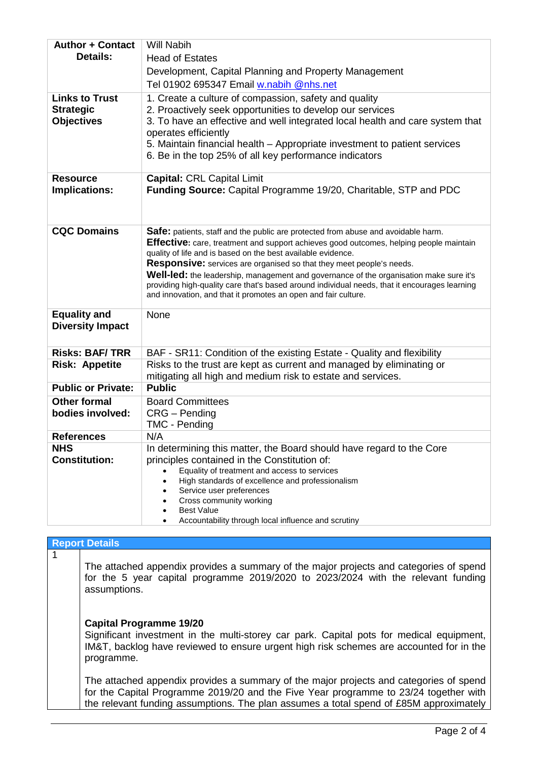| | |
|---|---|
| **Author + Contact Details:** | Will Nabih<br>Head of Estates<br>Development, Capital Planning and Property Management<br>Tel 01902 695347 Email w.nabih @nhs.net |
| **Links to Trust Strategic Objectives** | 1. Create a culture of compassion, safety and quality<br>2. Proactively seek opportunities to develop our services<br>3. To have an effective and well integrated local health and care system that operates efficiently<br>5. Maintain financial health – Appropriate investment to patient services<br>6. Be in the top 25% of all key performance indicators |
| **Resource Implications:** | **Capital:** CRL Capital Limit<br>**Funding Source:** Capital Programme 19/20, Charitable, STP and PDC |
| **CQC Domains** | **Safe:** patients, staff and the public are protected from abuse and avoidable harm.<br>**Effective:** care, treatment and support achieves good outcomes, helping people maintain quality of life and is based on the best available evidence.<br>**Responsive:** services are organised so that they meet people's needs.<br>**Well-led:** the leadership, management and governance of the organisation make sure it's providing high-quality care that's based around individual needs, that it encourages learning and innovation, and that it promotes an open and fair culture. |
| **Equality and Diversity Impact** | None |
| **Risks: BAF/ TRR** | BAF - SR11: Condition of the existing Estate - Quality and flexibility |
| **Risk: Appetite** | Risks to the trust are kept as current and managed by eliminating or mitigating all high and medium risk to estate and services. |
| **Public or Private:** | **Public** |
| **Other formal bodies involved:** | Board Committees<br>CRG – Pending<br>TMC - Pending |
| **References** | N/A |
| **NHS Constitution:** | In determining this matter, the Board should have regard to the Core principles contained in the Constitution of:<br>• Equality of treatment and access to services<br>• High standards of excellence and professionalism<br>• Service user preferences<br>• Cross community working<br>• Best Value<br>• Accountability through local influence and scrutiny |

## Report Details

1

The attached appendix provides a summary of the major projects and categories of spend for the 5 year capital programme 2019/2020 to 2023/2024 with the relevant funding assumptions.

**Capital Programme 19/20**

Significant investment in the multi-storey car park. Capital pots for medical equipment, IM&T, backlog have reviewed to ensure urgent high risk schemes are accounted for in the programme.

The attached appendix provides a summary of the major projects and categories of spend for the Capital Programme 2019/20 and the Five Year programme to 23/24 together with the relevant funding assumptions. The plan assumes a total spend of £85M approximately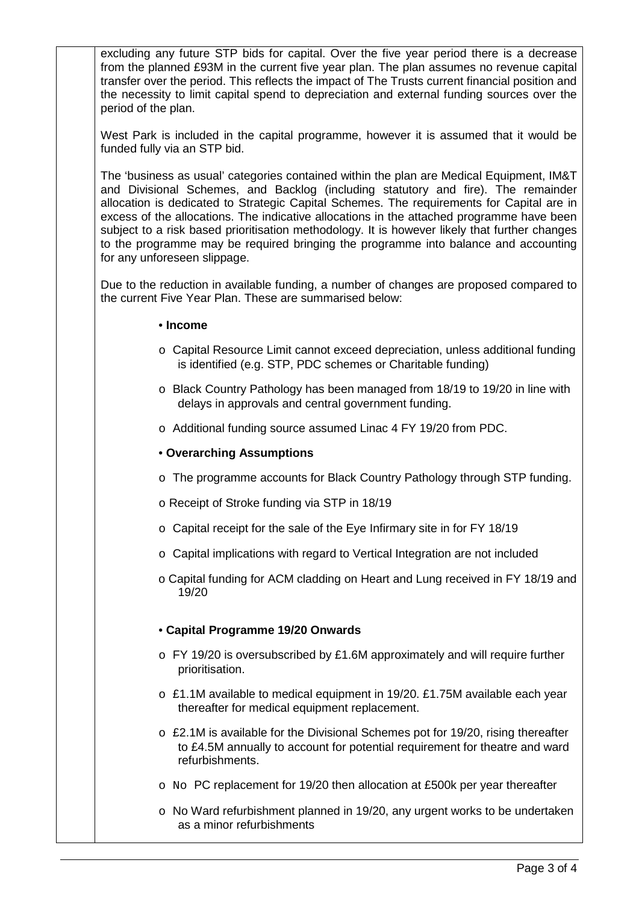excluding any future STP bids for capital. Over the five year period there is a decrease from the planned £93M in the current five year plan. The plan assumes no revenue capital transfer over the period. This reflects the impact of The Trusts current financial position and the necessity to limit capital spend to depreciation and external funding sources over the period of the plan.

West Park is included in the capital programme, however it is assumed that it would be funded fully via an STP bid.

The 'business as usual' categories contained within the plan are Medical Equipment, IM&T and Divisional Schemes, and Backlog (including statutory and fire). The remainder allocation is dedicated to Strategic Capital Schemes. The requirements for Capital are in excess of the allocations. The indicative allocations in the attached programme have been subject to a risk based prioritisation methodology. It is however likely that further changes to the programme may be required bringing the programme into balance and accounting for any unforeseen slippage.

Due to the reduction in available funding, a number of changes are proposed compared to the current Five Year Plan. These are summarised below:

- **Income**
  - Capital Resource Limit cannot exceed depreciation, unless additional funding is identified (e.g. STP, PDC schemes or Charitable funding)
  - Black Country Pathology has been managed from 18/19 to 19/20 in line with delays in approvals and central government funding.
  - Additional funding source assumed Linac 4 FY 19/20 from PDC.

- **Overarching Assumptions**
  - The programme accounts for Black Country Pathology through STP funding.
  - Receipt of Stroke funding via STP in 18/19
  - Capital receipt for the sale of the Eye Infirmary site in for FY 18/19
  - Capital implications with regard to Vertical Integration are not included
  - Capital funding for ACM cladding on Heart and Lung received in FY 18/19 and 19/20

- **Capital Programme 19/20 Onwards**
  - FY 19/20 is oversubscribed by £1.6M approximately and will require further prioritisation.
  - £1.1M available to medical equipment in 19/20. £1.75M available each year thereafter for medical equipment replacement.
  - £2.1M is available for the Divisional Schemes pot for 19/20, rising thereafter to £4.5M annually to account for potential requirement for theatre and ward refurbishments.
  - No PC replacement for 19/20 then allocation at £500k per year thereafter
  - No Ward refurbishment planned in 19/20, any urgent works to be undertaken as a minor refurbishments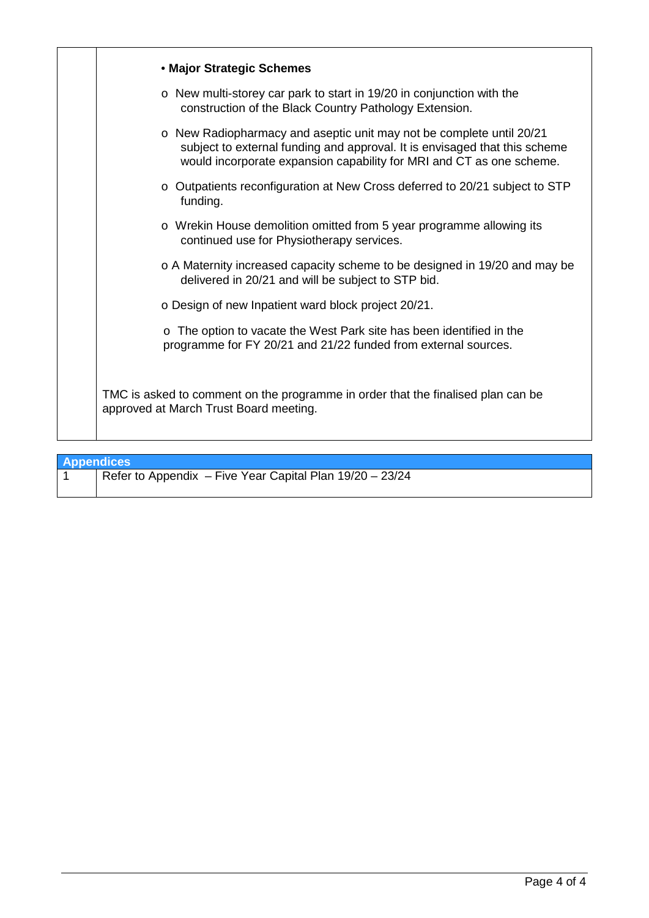- **Major Strategic Schemes**
  - New multi-storey car park to start in 19/20 in conjunction with the construction of the Black Country Pathology Extension.
  - New Radiopharmacy and aseptic unit may not be complete until 20/21 subject to external funding and approval. It is envisaged that this scheme would incorporate expansion capability for MRI and CT as one scheme.
  - Outpatients reconfiguration at New Cross deferred to 20/21 subject to STP funding.
  - Wrekin House demolition omitted from 5 year programme allowing its continued use for Physiotherapy services.
  - A Maternity increased capacity scheme to be designed in 19/20 and may be delivered in 20/21 and will be subject to STP bid.
  - Design of new Inpatient ward block project 20/21.
  - The option to vacate the West Park site has been identified in the programme for FY 20/21 and 21/22 funded from external sources.

TMC is asked to comment on the programme in order that the finalised plan can be approved at March Trust Board meeting.

| Appendices | |
|---|---|
| 1 | Refer to Appendix – Five Year Capital Plan 19/20 – 23/24 |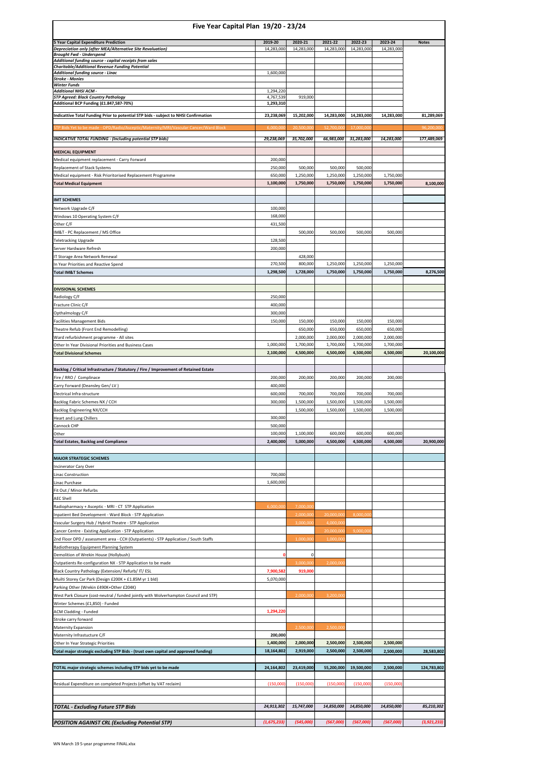# Five Year Capital Plan 19/20 - 23/24

| 5 Year Capital Expenditure Prediction | 2019-20 | 2020-21 | 2021-22 | 2022-23 | 2023-24 | Notes |
|---|---|---|---|---|---|---|
| *Depreciation only (after MEA/Alternative Site Revaluation)* | 14,283,000 | 14,283,000 | 14,283,000 | 14,283,000 | 14,283,000 | |
| *Brought Fwd - Underspend* | | | | | | |
| *Additional funding source - capital receipts from sales* | | | | | | |
| *Charitable/Additional Revenue Funding Potential* | | | | | | |
| *Additional funding source - Linac* | 1,600,000 | | | | | |
| *Stroke - Monies* | | | | | | |
| *Winter Funds* | | | | | | |
| *Additional NHSI ACM -* | 1,294,220 | | | | | |
| *STP Agreed: Black Country Pathology* | 4,767,539 | 919,000 | | | | |
| **Additional BCP Funding (£1.847,587-70%)** | **1,293,310** | | | | | |
| **Indicattive Total Funding Prior to potential STP bids - subject to NHSI Confirmation** | **23,238,069** | **15,202,000** | **14,283,000** | **14,283,000** | **14,283,000** | **81,289,069** |
| STP Bids Yet to be made - OPD/Radio/Asceptic/Maternity/MRI/Vascular Cancer/Ward Block | 6,000,000 | 20,500,000 | 52,700,000 | 17,000,000 | | 96,200,000 |
| ***INDICATIVE TOTAL FUNDING - (Including potential STP bids)*** | ***29,238,069*** | ***35,702,000*** | ***66,983,000*** | ***31,283,000*** | ***14,283,000*** | ***177,489,069*** |
| **MEDICAL EQUIPMENT** | | | | | | |
| Medical equipment replacement - Carry Forward | 200,000 | | | | | |
| Replacement of Stack Systems | 250,000 | 500,000 | 500,000 | 500,000 | | |
| Medical equipment - Risk Prioritorised Replacement Programme | 650,000 | 1,250,000 | 1,250,000 | 1,250,000 | 1,750,000 | |
| **Total Medical Equipment** | **1,100,000** | **1,750,000** | **1,750,000** | **1,750,000** | **1,750,000** | **8,100,000** |
| **IMT SCHEMES** | | | | | | |
| Network Upgrade C/F | 100,000 | | | | | |
| Windows 10 Operating System C/F | 168,000 | | | | | |
| Other C/F | 431,500 | | | | | |
| IM&T - PC Replacement / MS Office | | 500,000 | 500,000 | 500,000 | 500,000 | |
| Teletracking Upgrade | 128,500 | | | | | |
| Server Hardware Refresh | 200,000 | | | | | |
| IT Storage Area Network Renewal | | 428,000 | | | | |
| In Year Priorities and Reactive Spend | 270,500 | 800,000 | 1,250,000 | 1,250,000 | 1,250,000 | |
| **Total IM&T Schemes** | **1,298,500** | **1,728,000** | **1,750,000** | **1,750,000** | **1,750,000** | **8,276,500** |
| **DIVISIONAL SCHEMES** | | | | | | |
| Radiology C/F | 250,000 | | | | | |
| Fracture Clinic C/F | 400,000 | | | | | |
| Opthalmology C/F | 300,000 | | | | | |
| Facilities Management Bids | 150,000 | 150,000 | 150,000 | 150,000 | 150,000 | |
| Theatre Refub (Front End Remodelling) | | 650,000 | 650,000 | 650,000 | 650,000 | |
| Ward refurbishment programme - All sites | | 2,000,000 | 2,000,000 | 2,000,000 | 2,000,000 | |
| Other In Year Divisional Priorities and Business Cases | 1,000,000 | 1,700,000 | 1,700,000 | 1,700,000 | 1,700,000 | |
| **Total Divisional Schemes** | **2,100,000** | **4,500,000** | **4,500,000** | **4,500,000** | **4,500,000** | **20,100,000** |
| **Backlog / Critical Infrastructure / Statutory / Fire / Improvement of Retained Estate** | | | | | | |
| Fire / RRO / Complinace | 200,000 | 200,000 | 200,000 | 200,000 | 200,000 | |
| Carry Forward (Deansley Gen/ LV ) | 400,000 | | | | | |
| Electrical Infra-structure | 600,000 | 700,000 | 700,000 | 700,000 | 700,000 | |
| Backlog Fabric Schemes NX / CCH | 300,000 | 1,500,000 | 1,500,000 | 1,500,000 | 1,500,000 | |
| Backlog Engineering NX/CCH | | 1,500,000 | 1,500,000 | 1,500,000 | 1,500,000 | |
| Heart and Lung Chillers | 300,000 | | | | | |
| Cannock CHP | 500,000 | | | | | |
| Other | 100,000 | 1,100,000 | 600,000 | 600,000 | 600,000 | |
| **Total Estates, Backlog and Compliance** | **2,400,000** | **5,000,000** | **4,500,000** | **4,500,000** | **4,500,000** | **20,900,000** |
| **MAJOR STRATEGIC SCHEMES** | | | | | | |
| Incinerator Cary Over | | | | | | |
| Linac Construction | 700,000 | | | | | |
| Linac Purchase | 1,600,000 | | | | | |
| Fit Out / Minor Refurbs | | | | | | |
| AEC Shell | | | | | | |
| Radiopharmacy + Asceptic - MRI - CT STP Application | 6,000,000 | 7,000,000 | | | | |
| Inpatient Bed Development - Ward Block - STP Application | | 2,000,000 | 20,000,000 | 8,000,000 | | |
| Vascular Surgery Hub / Hybrid Theatre - STP Application | | 3,000,000 | 4,000,000 | | | |
| Cancer Centre - Existing Application - STP Application | | | 20,000,000 | 9,000,000 | | |
| 2nd Floor OPD / assessment area - CCH (Outpatients) - STP Application / South Staffs | | 1,000,000 | 1,000,000 | | | |
| Radiotherapy Equipment Planning System | | | | | | |
| Demolition of Wrekin House (Hollybush) | 0 | 0 | | | | |
| Outpatients Re-configuration NX - STP Application to be made | | 3,000,000 | 2,000,000 | | | |
| Black Country Pathology (Extension/ Refurb/ IT/ ESL | **7,900,582** | **919,000** | | | | |
| Muilti Storey Car Park (Design £200K + £1.85M yr 1 bld) | 5,070,000 | | | | | |
| Parking Other (Wrekin £490K+Other £204K) | | | | | | |
| West Park Closure (cost-neutral / funded jointly with Wolverhampton Council and STP) | | 2,000,000 | 3,200,000 | | | |
| Winter Schemes (£1,850) - Funded | | | | | | |
| ACM Cladding - Funded | **1,294,220** | | | | | |
| Stroke carry forward | | | | | | |
| Maternity Expansion | | 2,500,000 | 2,500,000 | | | |
| Maternity Infrastucture C/F | **200,000** | | | | | |
| Other In Year Strategic Priorities | **1,400,000** | **2,000,000** | **2,500,000** | **2,500,000** | **2,500,000** | |
| **Total major strategic excluding STP Bids - (trust own capital and approved funding)** | **18,164,802** | **2,919,000** | **2,500,000** | **2,500,000** | **2,500,000** | **28,583,802** |
| **TOTAL major strategic schemes including STP bids yet to be made** | **24,164,802** | **23,419,000** | **55,200,000** | **19,500,000** | **2,500,000** | **124,783,802** |
| Residual Expenditure on completed Projects (offset by VAT reclaim) | (150,000) | (150,000) | (150,000) | (150,000) | (150,000) | |
| ***TOTAL - Excluding Future STP Bids*** | ***24,913,302*** | ***15,747,000*** | ***14,850,000*** | ***14,850,000*** | ***14,850,000*** | ***85,210,302*** |
| ***POSITION AGAINST CRL (Excluding Potential STP)*** | ***(1,675,233)*** | ***(545,000)*** | ***(567,000)*** | ***(567,000)*** | ***(567,000)*** | ***(3,921,233)*** |

WN March 19 5-year programme FINAL.xlsx